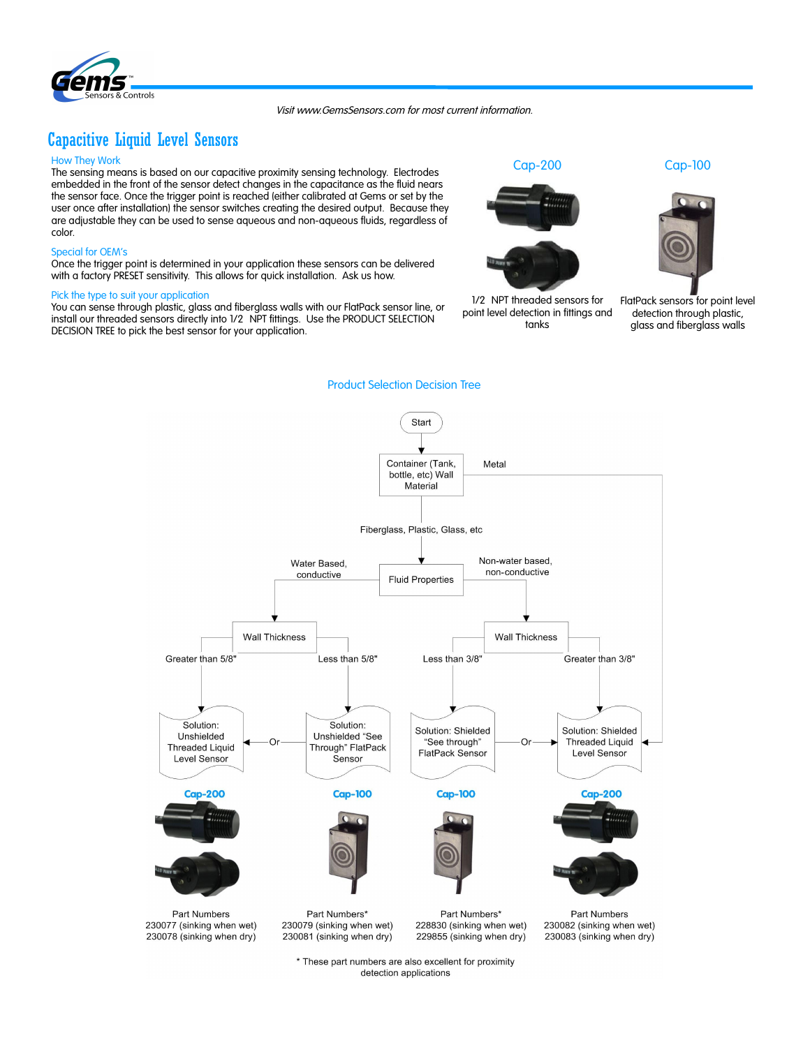*Visit www.GemsSensors.com for most current information.*

# Capacitive Liquid Level Sensors

## How They Work

The sensing means is based on our capacitive proximity sensing technology. Electrodes embedded in the front of the sensor detect changes in the capacitance as the fluid nears the sensor face. Once the trigger point is reached (either calibrated at Gems or set by the user once after installation) the sensor switches creating the desired output. Because they are adjustable they can be used to sense aqueous and non-aqueous fluids, regardless of color.

## Special for OEM's

Once the trigger point is determined in your application these sensors can be delivered with a factory PRESET sensitivity. This allows for quick installation. Ask us how.

## Pick the type to suit your application

You can sense through plastic, glass and fiberglass walls with our FlatPack sensor line, or install our threaded sensors directly into 1/2 NPT fittings. Use the PRODUCT SELECTION DECISION TREE to pick the best sensor for your application.

**Cap-200**

1/2 NPT threaded sensors for point level detection in fittings and tanks

**Cap-100**

FlatPack sensors for point level detection through plastic, glass and fiberglass walls

## Product Selection Decision Tree

Start → Container (Tank, bottle, etc) Wall Material

- Metal → Solution: Shielded Threaded Liquid Level Sensor
- Fiberglass, Plastic, Glass, etc → Fluid Properties
  - Water Based, conductive → Wall Thickness
    - Greater than 5/8" → Solution: Unshielded Threaded Liquid Level Sensor
    - Less than 5/8" → Solution: Unshielded "See Through" FlatPack Sensor (Or: Unshielded Threaded Liquid Level Sensor)
  - Non-water based, non-conductive → Wall Thickness
    - Less than 3/8" → Solution: Shielded "See through" FlatPack Sensor (Or: Shielded Threaded Liquid Level Sensor)
    - Greater than 3/8" → Solution: Shielded Threaded Liquid Level Sensor

| Cap-200 | Cap-100 | Cap-100 | Cap-200 |
|---|---|---|---|
| Part Numbers | Part Numbers* | Part Numbers* | Part Numbers |
| 230077 (sinking when wet) | 230079 (sinking when wet) | 228830 (sinking when wet) | 230082 (sinking when wet) |
| 230078 (sinking when dry) | 230081 (sinking when dry) | 229855 (sinking when dry) | 230083 (sinking when dry) |

\* These part numbers are also excellent for proximity detection applications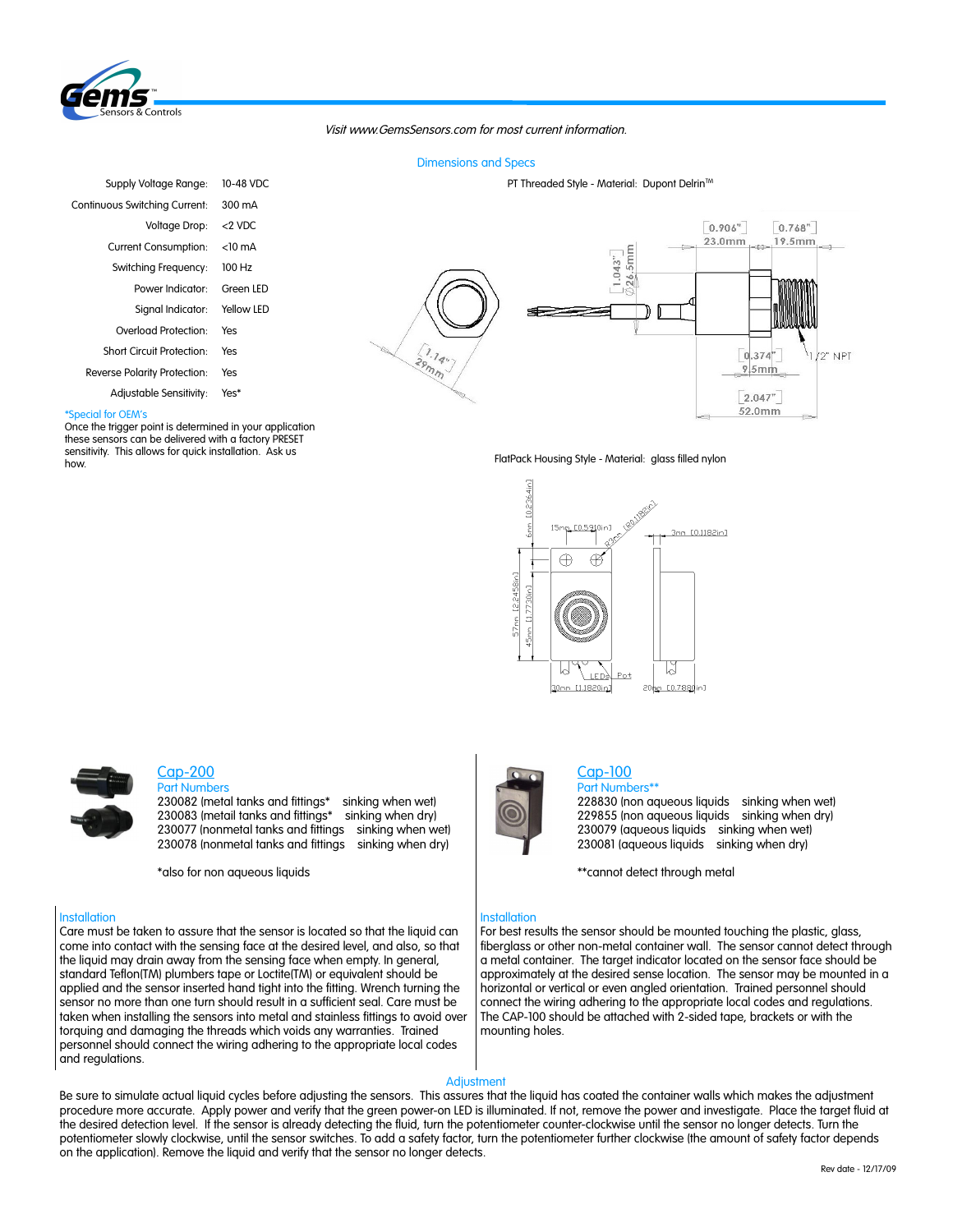*Visit www.GemsSensors.com for most current information.*

## Dimensions and Specs

| | |
|---|---|
| Supply Voltage Range: | 10-48 VDC |
| Continuous Switching Current: | 300 mA |
| Voltage Drop: | <2 VDC |
| Current Consumption: | <10 mA |
| Switching Frequency: | 100 Hz |
| Power Indicator: | Green LED |
| Signal Indicator: | Yellow LED |
| Overload Protection: | Yes |
| Short Circuit Protection: | Yes |
| Reverse Polarity Protection: | Yes |
| Adjustable Sensitivity: | Yes* |

*Special for OEM's
Once the trigger point is determined in your application these sensors can be delivered with a factory PRESET sensitivity. This allows for quick installation. Ask us how.

PT Threaded Style - Material: Dupont Delrin™

1.14"
29mm
1.043"
Ø26.5mm
0.906"
23.0mm
0.768"
19.5mm
0.374"
9.5mm
1/2" NPT
2.047"
52.0mm

FlatPack Housing Style - Material: glass filled nylon

6mm [0.2364in]
15mm [0.5910in]
Ø3mm [Ø0.1182in]
3mm [0.1182in]
57mm [2.2458in]
45mm [1.7730in]
LEDs
Pot
30mm [1.1820in]
20mm [0.7880in]

## Cap-200

### Part Numbers

230082 (metal tanks and fittings* sinking when wet)
230083 (metail tanks and fittings* sinking when dry)
230077 (nonmetal tanks and fittings sinking when wet)
230078 (nonmetal tanks and fittings sinking when dry)

*also for non aqueous liquids

### Installation

Care must be taken to assure that the sensor is located so that the liquid can come into contact with the sensing face at the desired level, and also, so that the liquid may drain away from the sensing face when empty. In general, standard Teflon(TM) plumbers tape or Loctite(TM) or equivalent should be applied and the sensor inserted hand tight into the fitting. Wrench turning the sensor no more than one turn should result in a sufficient seal. Care must be taken when installing the sensors into metal and stainless fittings to avoid over torquing and damaging the threads which voids any warranties. Trained personnel should connect the wiring adhering to the appropriate local codes and regulations.

## Cap-100

### Part Numbers**

228830 (non aqueous liquids sinking when wet)
229855 (non aqueous liquids sinking when dry)
230079 (aqueous liquids sinking when wet)
230081 (aqueous liquids sinking when dry)

**cannot detect through metal

### Installation

For best results the sensor should be mounted touching the plastic, glass, fiberglass or other non-metal container wall. The sensor cannot detect through a metal container. The target indicator located on the sensor face should be approximately at the desired sense location. The sensor may be mounted in a horizontal or vertical or even angled orientation. Trained personnel should connect the wiring adhering to the appropriate local codes and regulations. The CAP-100 should be attached with 2-sided tape, brackets or with the mounting holes.

## Adjustment

Be sure to simulate actual liquid cycles before adjusting the sensors. This assures that the liquid has coated the container walls which makes the adjustment procedure more accurate. Apply power and verify that the green power-on LED is illuminated. If not, remove the power and investigate. Place the target fluid at the desired detection level. If the sensor is already detecting the fluid, turn the potentiometer counter-clockwise until the sensor no longer detects. Turn the potentiometer slowly clockwise, until the sensor switches. To add a safety factor, turn the potentiometer further clockwise (the amount of safety factor depends on the application). Remove the liquid and verify that the sensor no longer detects.

Rev date - 12/17/09